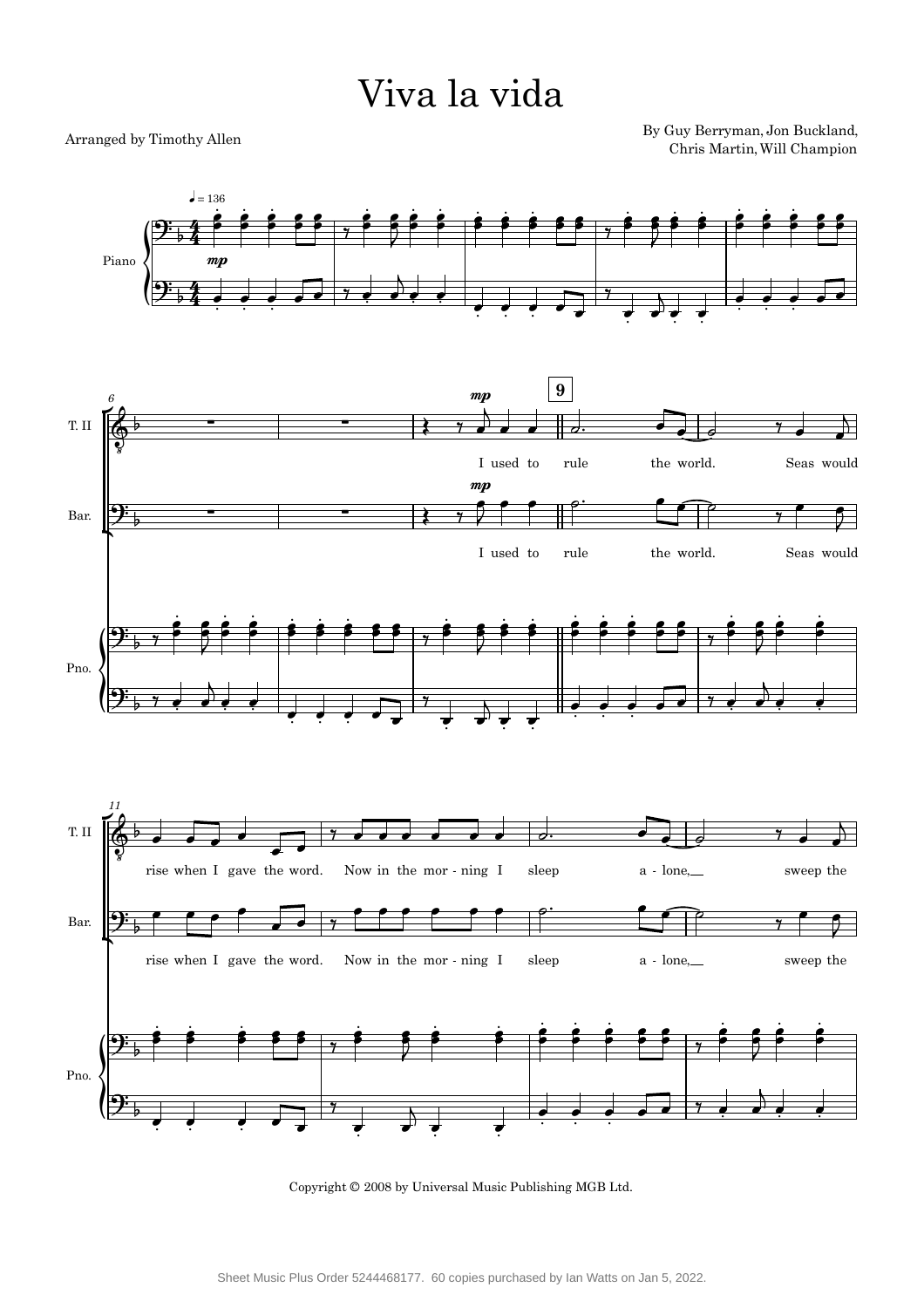# Viva la vida

Arranged by Timothy Allen

By Guy Berryman, Jon Buckland, Chris Martin, Will Champion

Copyright © 2008 by Universal Music Publishing MGB Ltd.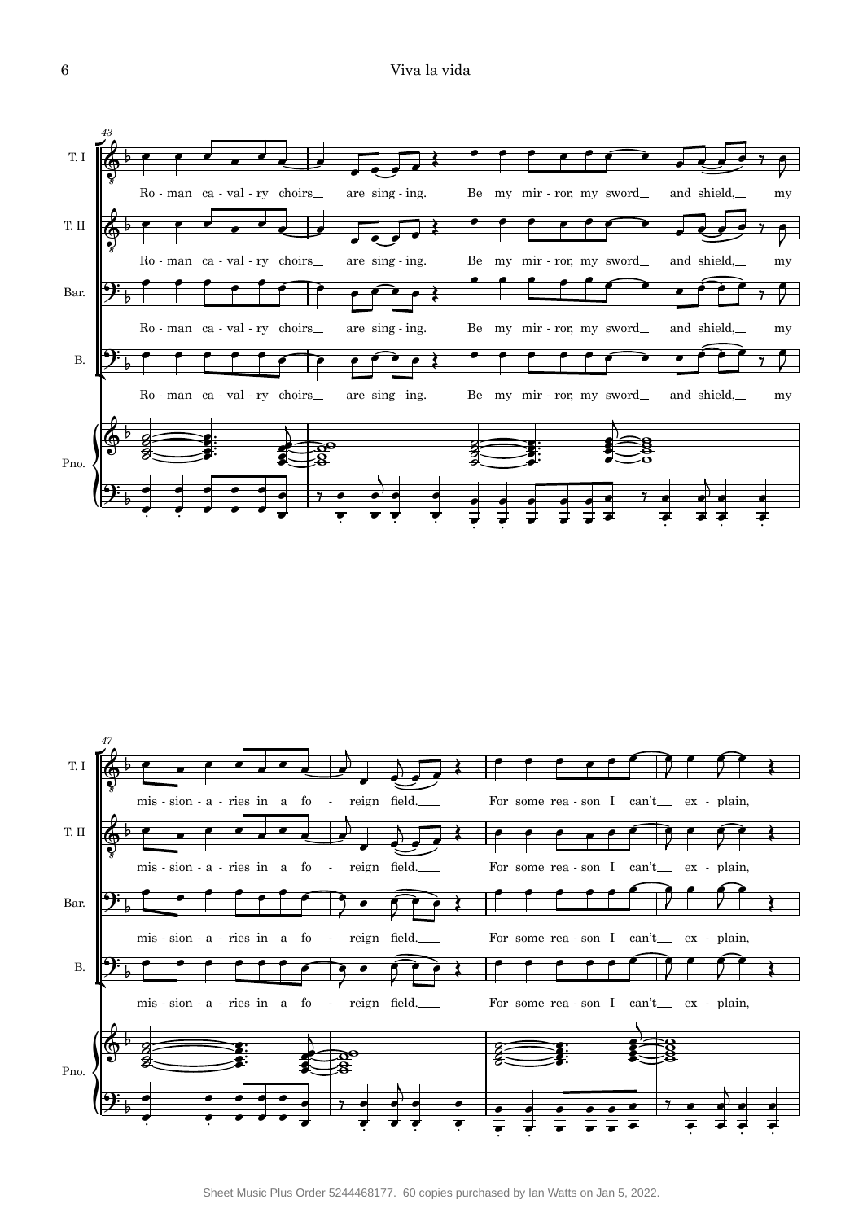T. I

Ro - man ca - val - ry choirs are sing - ing. Be my mir - ror, my sword and shield, my

T. II

Ro - man ca - val - ry choirs are sing - ing. Be my mir - ror, my sword and shield, my

Bar.

Ro - man ca - val - ry choirs are sing - ing. Be my mir - ror, my sword and shield, my

B.

Ro - man ca - val - ry choirs are sing - ing. Be my mir - ror, my sword and shield, my

Pno.

T. I

mis - sion - a - ries in a fo - reign field. For some rea - son I can't ex - plain,

T. II

mis - sion - a - ries in a fo - reign field. For some rea - son I can't ex - plain,

Bar.

mis - sion - a - ries in a fo - reign field. For some rea - son I can't ex - plain,

B.

mis - sion - a - ries in a fo - reign field. For some rea - son I can't ex - plain,

Pno.

Sheet Music Plus Order 5244468177. 60 copies purchased by Ian Watts on Jan 5, 2022.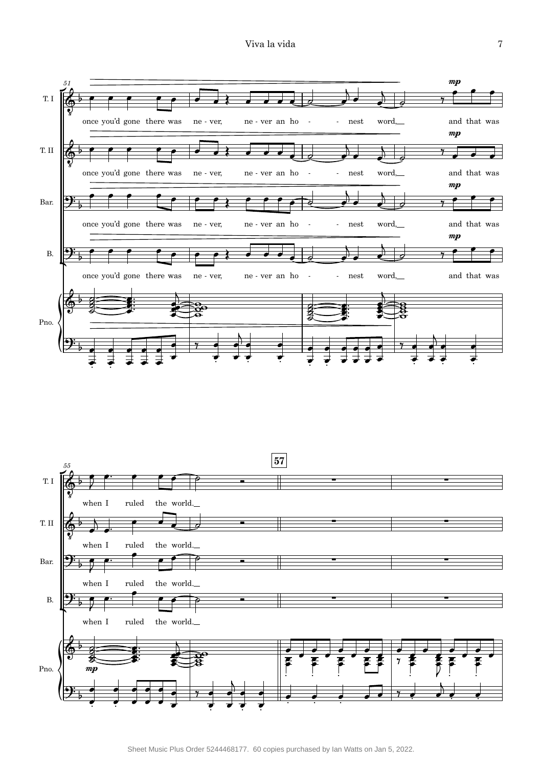51

T. I — once you'd gone there was ne - ver, ne - ver an ho - - nest word, *mp* and that was

T. II — once you'd gone there was ne - ver, ne - ver an ho - - nest word, *mp* and that was

Bar. — once you'd gone there was ne - ver, ne - ver an ho - - nest word, *mp* and that was

B. — once you'd gone there was ne - ver, ne - ver an ho - - nest word, *mp* and that was

Pno.

55

**57**

T. I — when I ruled the world.

T. II — when I ruled the world.

Bar. — when I ruled the world.

B. — when I ruled the world.

Pno. — *mp*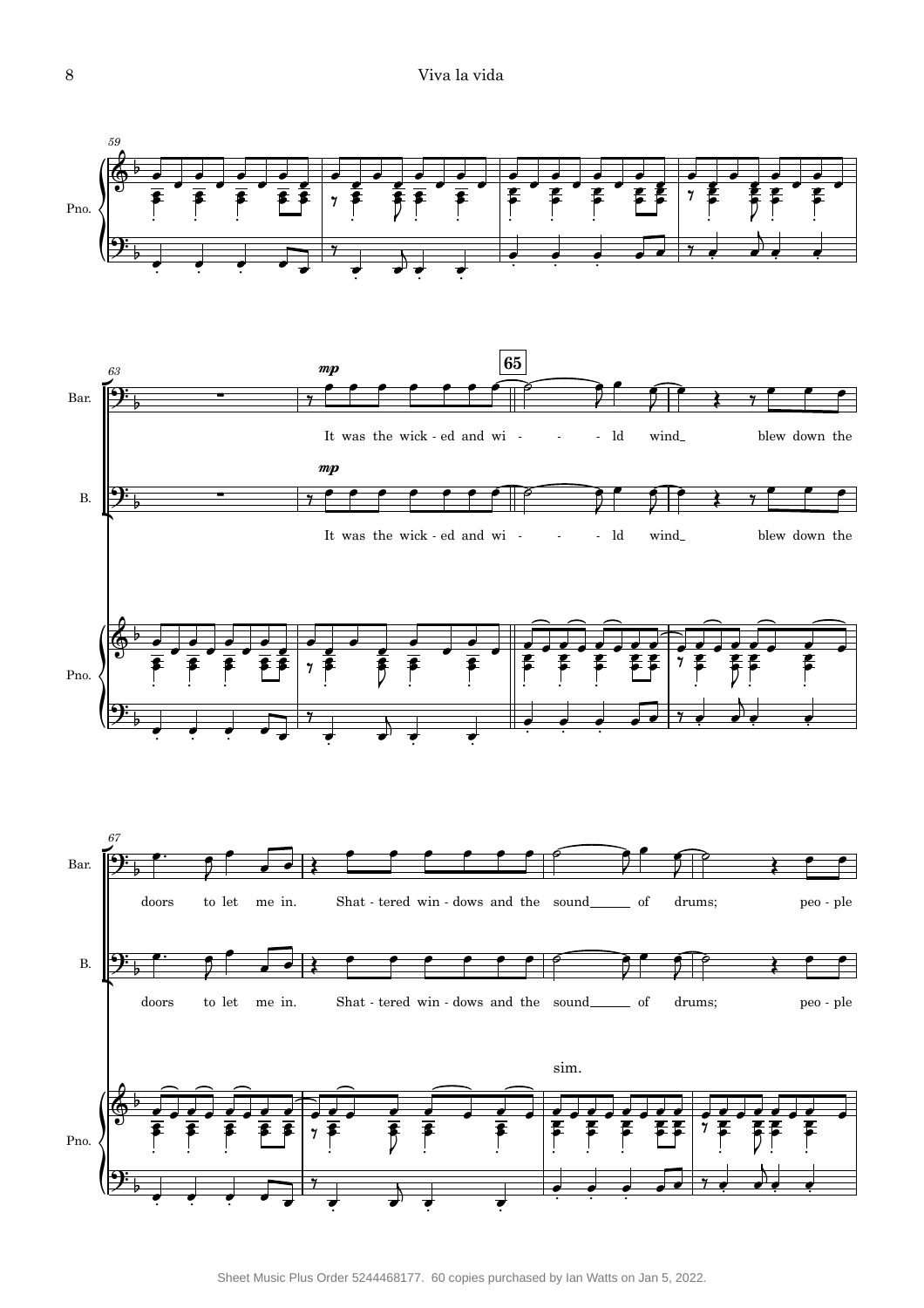It was the wick - ed and wi - - - ld wind_ blew down the

doors to let me in. Shat - tered win - dows and the sound_____ of drums; peo - ple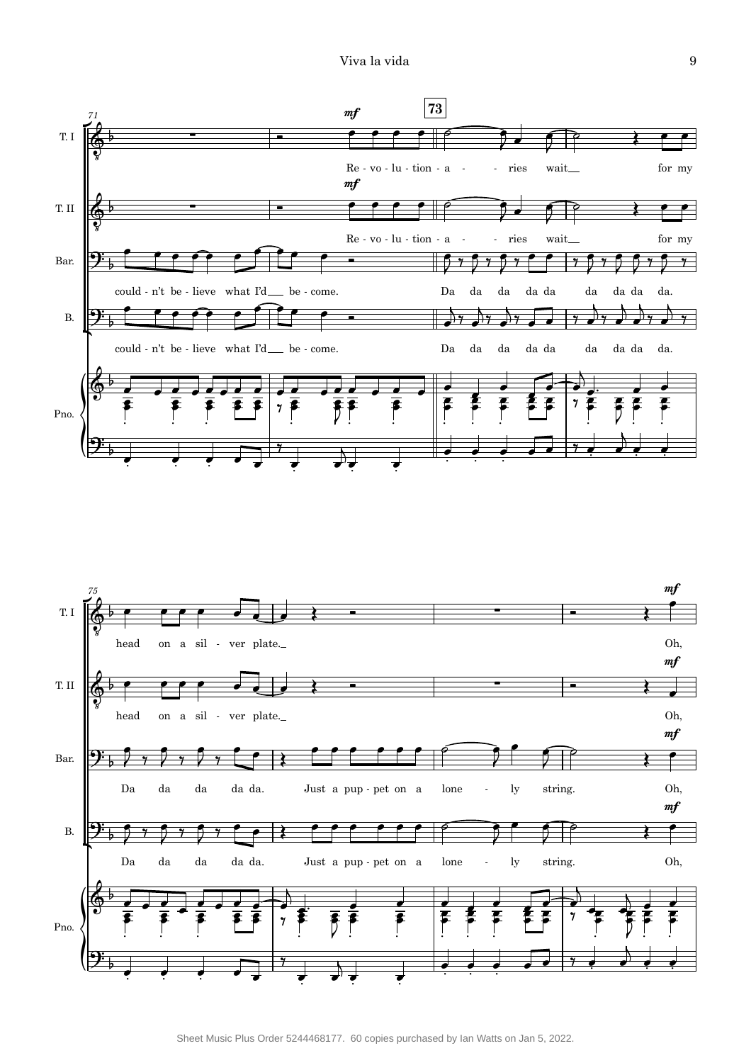**73**

T. I: Re - vo - lu - tion - a - - ries wait__ for my head on a sil - ver plate._ Oh,

T. II: Re - vo - lu - tion - a - - ries wait__ for my head on a sil - ver plate._ Oh,

Bar.: could - n't be - lieve what I'd__ be - come. Da da da da da da da da da. Da da da da da. Just a pup - pet on a lone - ly string. Oh,

B.: could - n't be - lieve what I'd__ be - come. Da da da da da da da da da. Da da da da da. Just a pup - pet on a lone - ly string. Oh,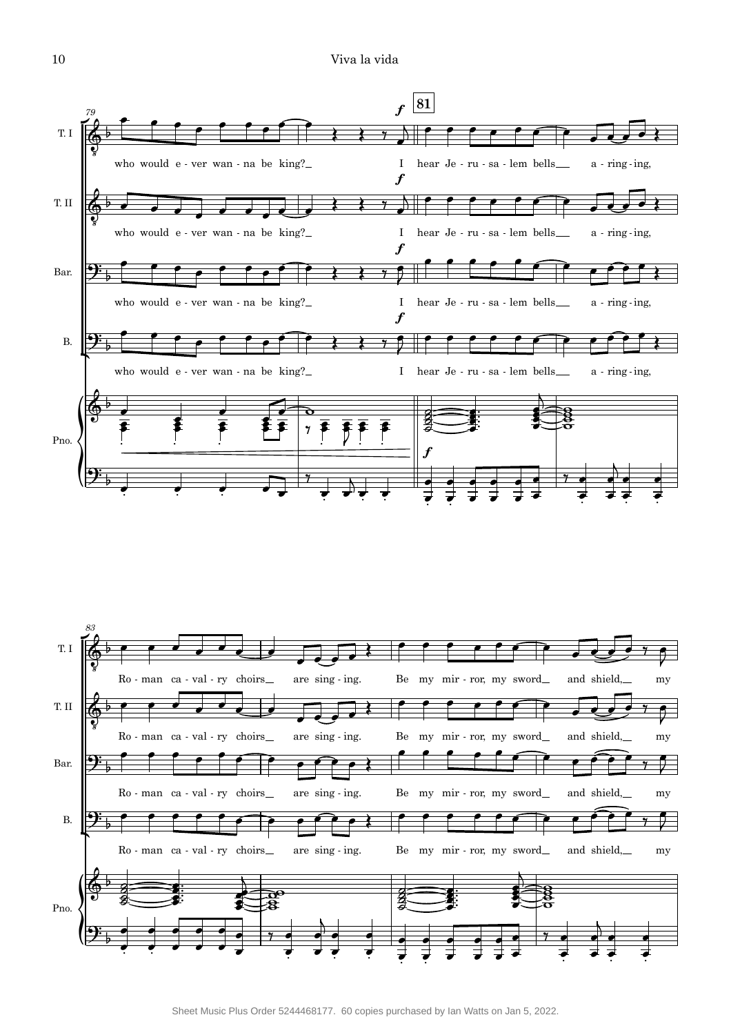T. I, T. II, Bar., B., Pno.

who would e - ver wan - na be king?

**81** *f*

I hear Je - ru - sa - lem bells a - ring - ing,

Ro - man ca - val - ry choirs are sing - ing.

Be my mir - ror, my sword and shield, my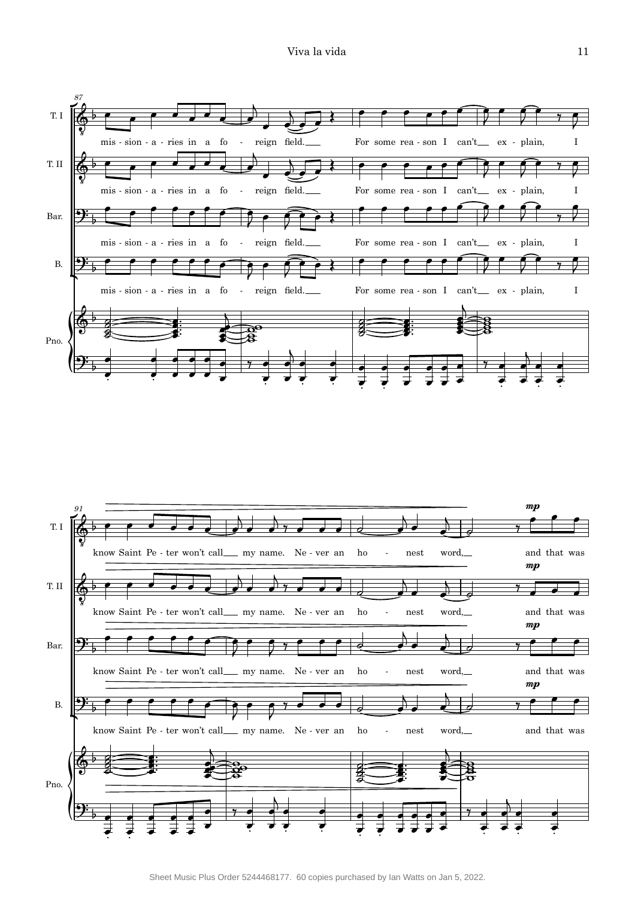87

T. I

mis - sion - a - ries in a fo - reign field. For some rea - son I can't ex - plain, I

T. II

mis - sion - a - ries in a fo - reign field. For some rea - son I can't ex - plain, I

Bar.

mis - sion - a - ries in a fo - reign field. For some rea - son I can't ex - plain, I

B.

mis - sion - a - ries in a fo - reign field. For some rea - son I can't ex - plain, I

Pno.

91

T. I

know Saint Pe - ter won't call my name. Ne - ver an ho - nest word, *mp* and that was

T. II

know Saint Pe - ter won't call my name. Ne - ver an ho - nest word, *mp* and that was

Bar.

know Saint Pe - ter won't call my name. Ne - ver an ho - nest word, *mp* and that was

B.

know Saint Pe - ter won't call my name. Ne - ver an ho - nest word, *mp* and that was

Pno.

Sheet Music Plus Order 5244468177. 60 copies purchased by Ian Watts on Jan 5, 2022.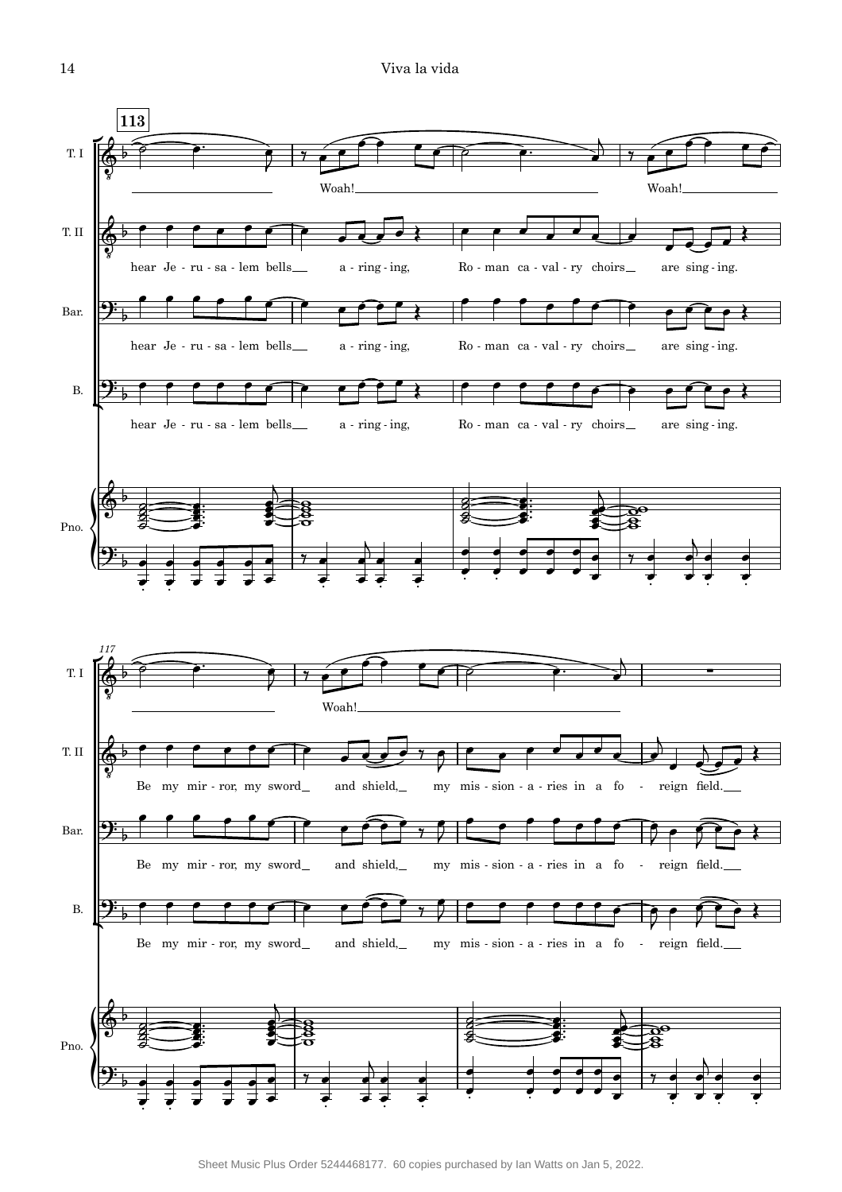**113**

T. I: Woah! Woah!

T. II, Bar., B.: hear Je - ru - sa - lem bells a - ring - ing, Ro - man ca - val - ry choirs are sing - ing.

*117*

T. I: Woah!

T. II, Bar., B.: Be my mir - ror, my sword and shield, my mis - sion - a - ries in a fo - reign field.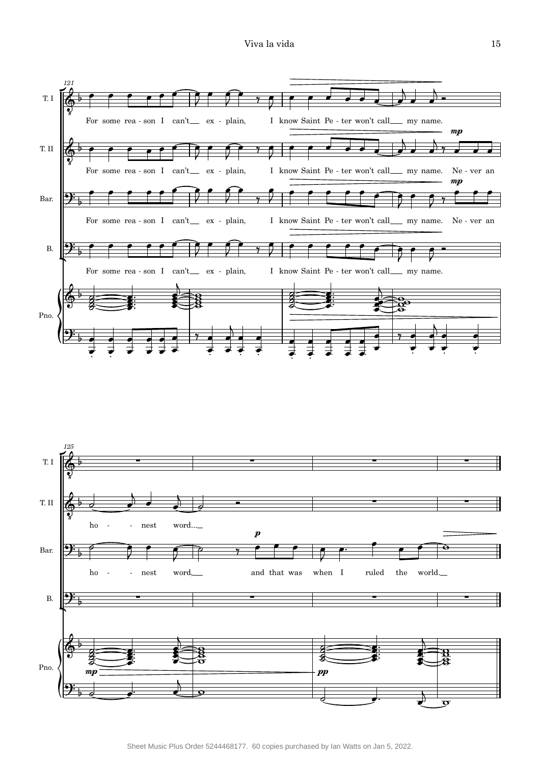121

T. I
For some rea - son I can't ex - plain, I know Saint Pe - ter won't call my name.

T. II
For some rea - son I can't ex - plain, I know Saint Pe - ter won't call my name. Ne - ver an

Bar.
For some rea - son I can't ex - plain, I know Saint Pe - ter won't call my name. Ne - ver an

B.
For some rea - son I can't ex - plain, I know Saint Pe - ter won't call my name.

Pno.

125

T. I

T. II
ho - nest word...

Bar.
ho - nest word, and that was when I ruled the world.

B.

Pno.

Sheet Music Plus Order 5244468177. 60 copies purchased by Ian Watts on Jan 5, 2022.